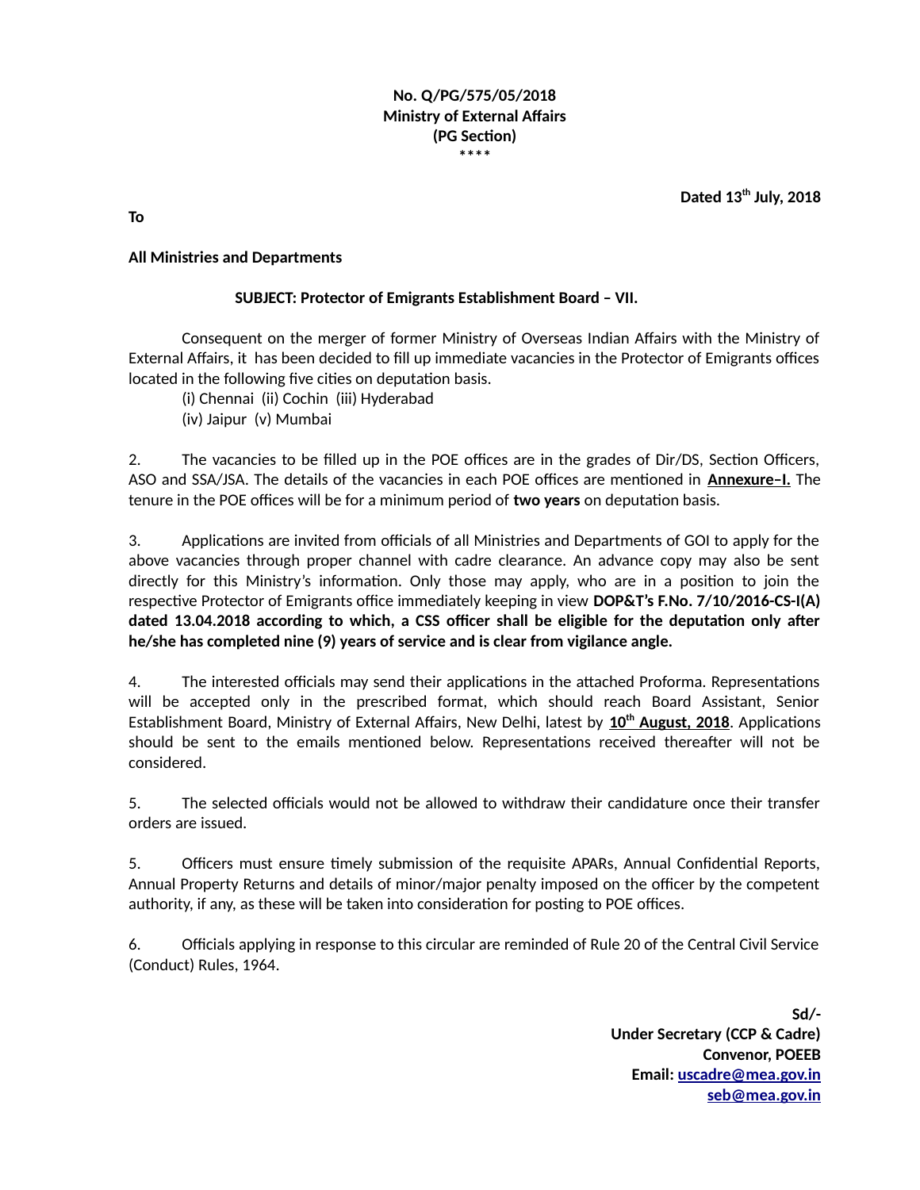**No. Q/PG/575/05/2018**
**Ministry of External Affairs**
**(PG Section)**
\*\*\*\*

**Dated 13th July, 2018**

**To**

**All Ministries and Departments**

**SUBJECT: Protector of Emigrants Establishment Board – VII.**

Consequent on the merger of former Ministry of Overseas Indian Affairs with the Ministry of External Affairs, it has been decided to fill up immediate vacancies in the Protector of Emigrants offices located in the following five cities on deputation basis.

(i) Chennai (ii) Cochin (iii) Hyderabad
(iv) Jaipur (v) Mumbai

2. The vacancies to be filled up in the POE offices are in the grades of Dir/DS, Section Officers, ASO and SSA/JSA. The details of the vacancies in each POE offices are mentioned in **Annexure–I.** The tenure in the POE offices will be for a minimum period of **two years** on deputation basis.

3. Applications are invited from officials of all Ministries and Departments of GOI to apply for the above vacancies through proper channel with cadre clearance. An advance copy may also be sent directly for this Ministry's information. Only those may apply, who are in a position to join the respective Protector of Emigrants office immediately keeping in view **DOP&T's F.No. 7/10/2016-CS-I(A) dated 13.04.2018 according to which, a CSS officer shall be eligible for the deputation only after he/she has completed nine (9) years of service and is clear from vigilance angle.**

4. The interested officials may send their applications in the attached Proforma. Representations will be accepted only in the prescribed format, which should reach Board Assistant, Senior Establishment Board, Ministry of External Affairs, New Delhi, latest by **10th August, 2018**. Applications should be sent to the emails mentioned below. Representations received thereafter will not be considered.

5. The selected officials would not be allowed to withdraw their candidature once their transfer orders are issued.

5. Officers must ensure timely submission of the requisite APARs, Annual Confidential Reports, Annual Property Returns and details of minor/major penalty imposed on the officer by the competent authority, if any, as these will be taken into consideration for posting to POE offices.

6. Officials applying in response to this circular are reminded of Rule 20 of the Central Civil Service (Conduct) Rules, 1964.

**Sd/-**
**Under Secretary (CCP & Cadre)**
**Convenor, POEEB**
**Email: uscadre@mea.gov.in**
**seb@mea.gov.in**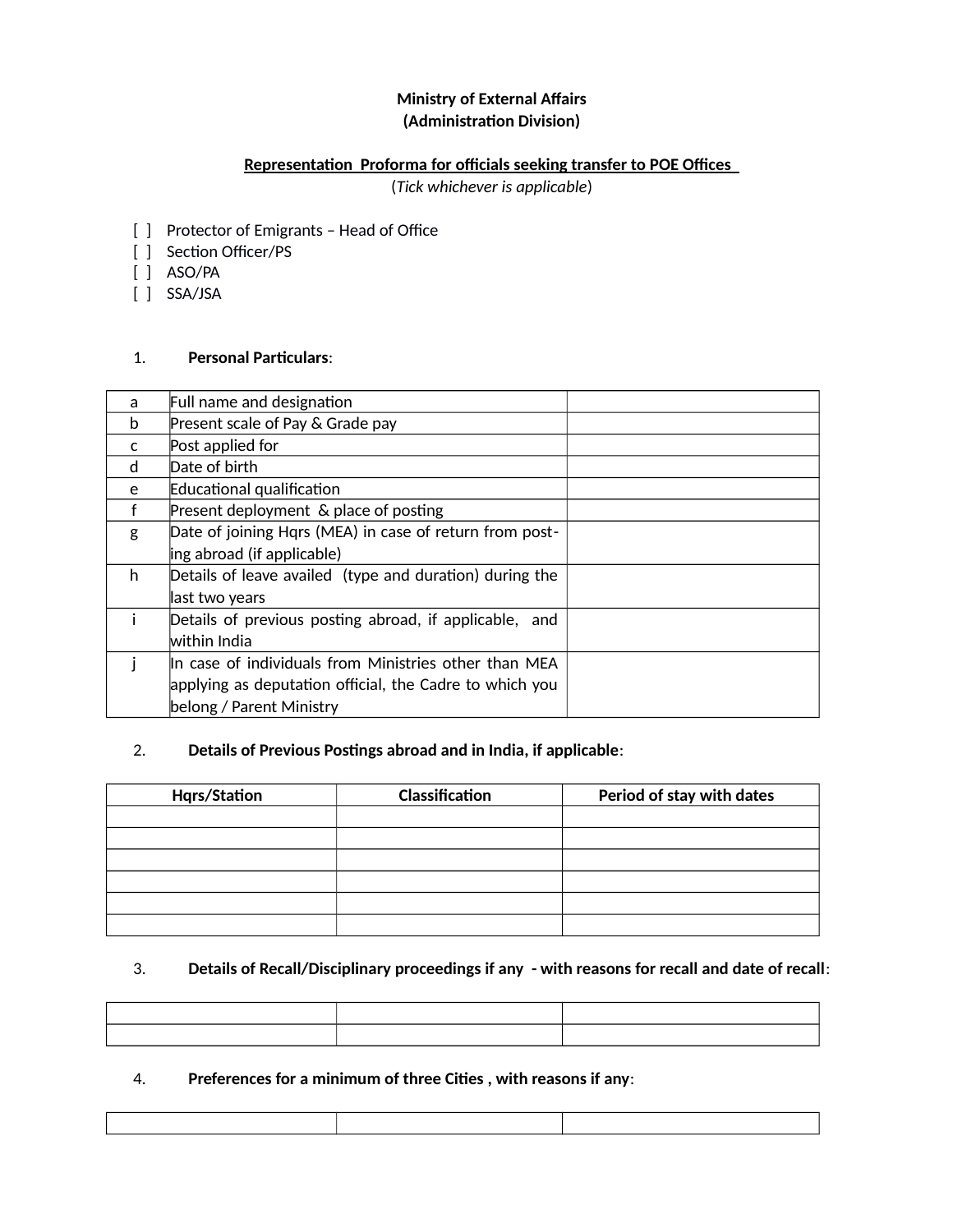**Ministry of External Affairs**
**(Administration Division)**

**Representation Proforma for officials seeking transfer to POE Offices**
(*Tick whichever is applicable*)

[ ] Protector of Emigrants – Head of Office
[ ] Section Officer/PS
[ ] ASO/PA
[ ] SSA/JSA

1. **Personal Particulars**:

| | | |
|---|---|---|
| a | Full name and designation | |
| b | Present scale of Pay & Grade pay | |
| c | Post applied for | |
| d | Date of birth | |
| e | Educational qualification | |
| f | Present deployment & place of posting | |
| g | Date of joining Hqrs (MEA) in case of return from posting abroad (if applicable) | |
| h | Details of leave availed (type and duration) during the last two years | |
| i | Details of previous posting abroad, if applicable, and within India | |
| j | In case of individuals from Ministries other than MEA applying as deputation official, the Cadre to which you belong / Parent Ministry | |

2. **Details of Previous Postings abroad and in India, if applicable**:

| Hqrs/Station | Classification | Period of stay with dates |
|---|---|---|
| | | |
| | | |
| | | |
| | | |
| | | |
| | | |

3. **Details of Recall/Disciplinary proceedings if any - with reasons for recall and date of recall**:

| | | |
|---|---|---|
| | | |
| | | |

4. **Preferences for a minimum of three Cities , with reasons if any**:

| | | |
|---|---|---|
| | | |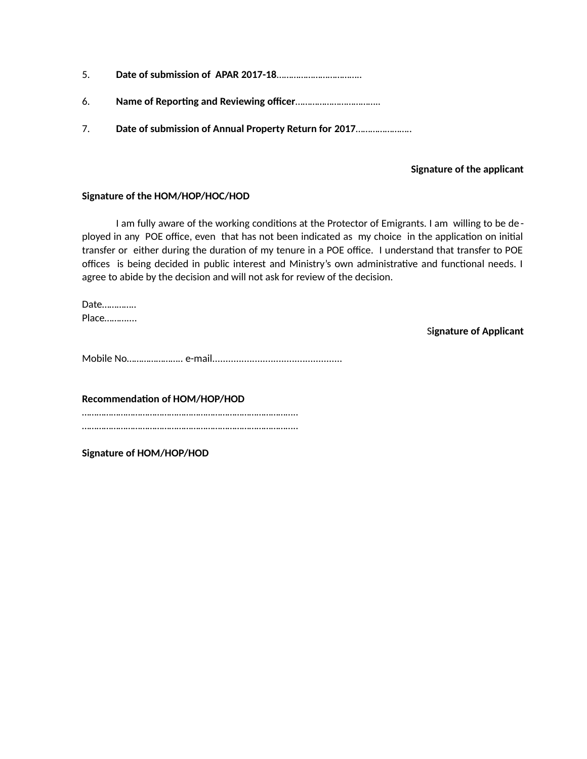5. **Date of submission of APAR 2017-18**……………………………..

6. **Name of Reporting and Reviewing officer**……………………………..

7. **Date of submission of Annual Property Return for 2017**…………………..

**Signature of the applicant**

**Signature of the HOM/HOP/HOC/HOD**

I am fully aware of the working conditions at the Protector of Emigrants. I am willing to be deployed in any POE office, even that has not been indicated as my choice in the application on initial transfer or either during the duration of my tenure in a POE office. I understand that transfer to POE offices is being decided in public interest and Ministry's own administrative and functional needs. I agree to abide by the decision and will not ask for review of the decision.

Date………….
Place………...

**Signature of Applicant**

Mobile No………………….. e-mail.................................................

**Recommendation of HOM/HOP/HOD**
…………………………………………………………………………..
…………………………………………………………………………..

**Signature of HOM/HOP/HOD**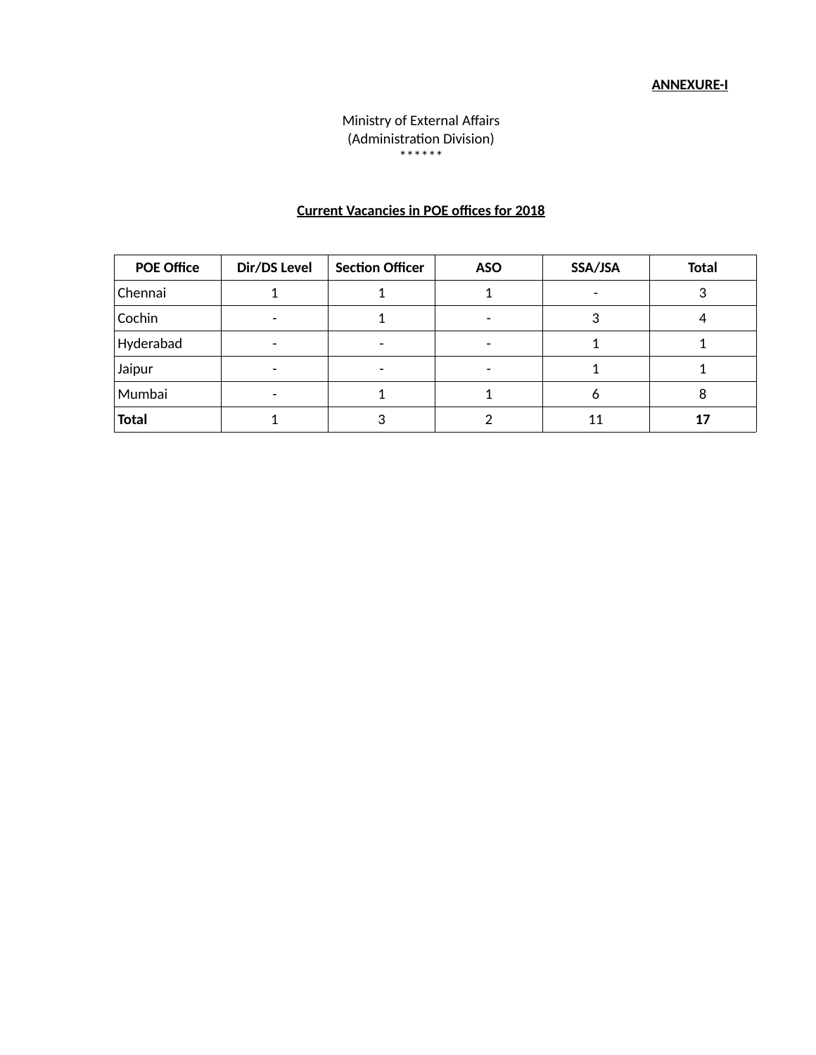**ANNEXURE-I**

Ministry of External Affairs
(Administration Division)
* * * * * *

**Current Vacancies in POE offices for 2018**

| POE Office | Dir/DS Level | Section Officer | ASO | SSA/JSA | Total |
|---|---|---|---|---|---|
| Chennai | 1 | 1 | 1 | - | 3 |
| Cochin | - | 1 | - | 3 | 4 |
| Hyderabad | - | - | - | 1 | 1 |
| Jaipur | - | - | - | 1 | 1 |
| Mumbai | - | 1 | 1 | 6 | 8 |
| **Total** | 1 | 3 | 2 | 11 | **17** |